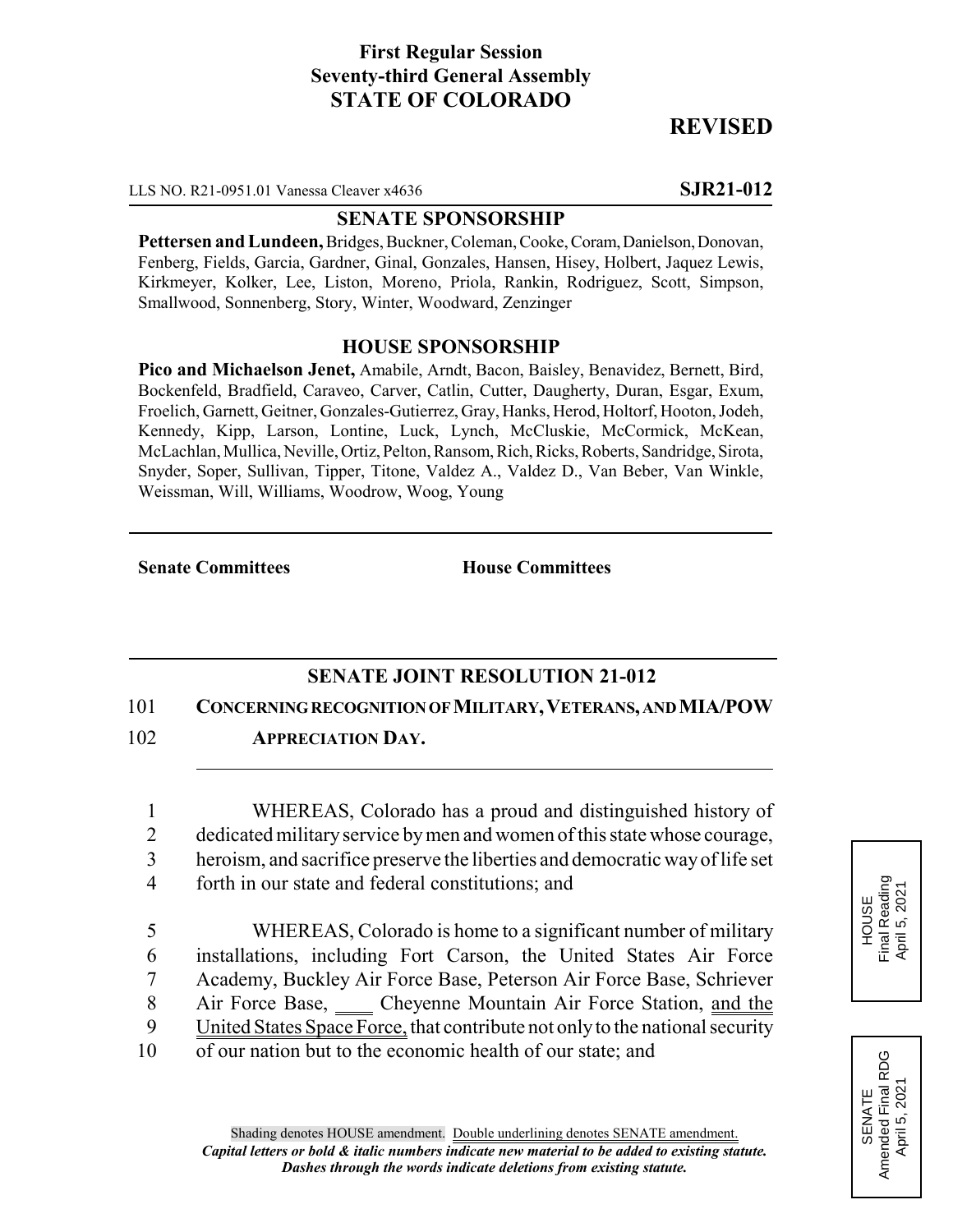**First Regular Session**
**Seventy-third General Assembly**
**STATE OF COLORADO**

# REVISED

LLS NO. R21-0951.01 Vanessa Cleaver x4636 **SJR21-012**

## SENATE SPONSORSHIP

**Pettersen and Lundeen,** Bridges, Buckner, Coleman, Cooke, Coram, Danielson, Donovan, Fenberg, Fields, Garcia, Gardner, Ginal, Gonzales, Hansen, Hisey, Holbert, Jaquez Lewis, Kirkmeyer, Kolker, Lee, Liston, Moreno, Priola, Rankin, Rodriguez, Scott, Simpson, Smallwood, Sonnenberg, Story, Winter, Woodward, Zenzinger

## HOUSE SPONSORSHIP

**Pico and Michaelson Jenet,** Amabile, Arndt, Bacon, Baisley, Benavidez, Bernett, Bird, Bockenfeld, Bradfield, Caraveo, Carver, Catlin, Cutter, Daugherty, Duran, Esgar, Exum, Froelich, Garnett, Geitner, Gonzales-Gutierrez, Gray, Hanks, Herod, Holtorf, Hooton, Jodeh, Kennedy, Kipp, Larson, Lontine, Luck, Lynch, McCluskie, McCormick, McKean, McLachlan, Mullica, Neville, Ortiz, Pelton, Ransom, Rich, Ricks, Roberts, Sandridge, Sirota, Snyder, Soper, Sullivan, Tipper, Titone, Valdez A., Valdez D., Van Beber, Van Winkle, Weissman, Will, Williams, Woodrow, Woog, Young

**Senate Committees** **House Committees**

## SENATE JOINT RESOLUTION 21-012

101 **CONCERNING RECOGNITION OF MILITARY, VETERANS, AND MIA/POW**
102 **APPRECIATION DAY.**

1 WHEREAS, Colorado has a proud and distinguished history of
2 dedicated military service by men and women of this state whose courage,
3 heroism, and sacrifice preserve the liberties and democratic way of life set
4 forth in our state and federal constitutions; and

5 WHEREAS, Colorado is home to a significant number of military
6 installations, including Fort Carson, the United States Air Force
7 Academy, Buckley Air Force Base, Peterson Air Force Base, Schriever
8 Air Force Base, ____ Cheyenne Mountain Air Force Station, and the
9 United States Space Force, that contribute not only to the national security
10 of our nation but to the economic health of our state; and

HOUSE
Final Reading
April 5, 2021

SENATE
Amended Final RDG
April 5, 2021

Shading denotes HOUSE amendment. Double underlining denotes SENATE amendment.
*Capital letters or bold & italic numbers indicate new material to be added to existing statute.*
*Dashes through the words indicate deletions from existing statute.*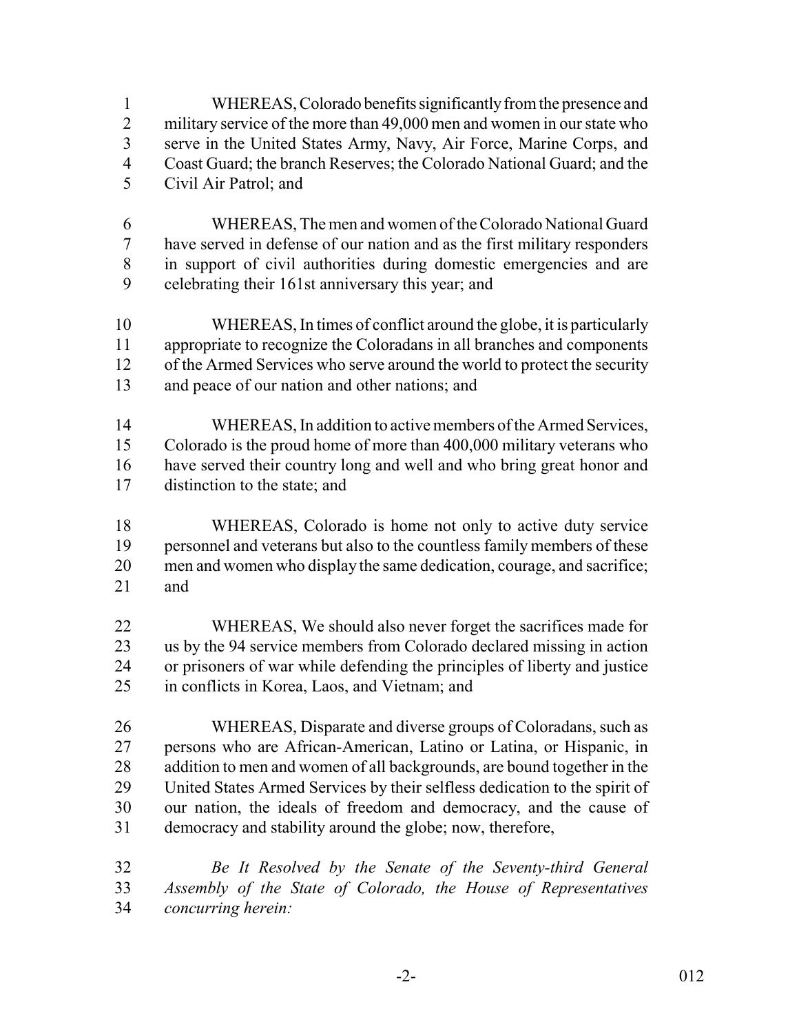WHEREAS, Colorado benefits significantly from the presence and military service of the more than 49,000 men and women in our state who serve in the United States Army, Navy, Air Force, Marine Corps, and Coast Guard; the branch Reserves; the Colorado National Guard; and the Civil Air Patrol; and

WHEREAS, The men and women of the Colorado National Guard have served in defense of our nation and as the first military responders in support of civil authorities during domestic emergencies and are celebrating their 161st anniversary this year; and

WHEREAS, In times of conflict around the globe, it is particularly appropriate to recognize the Coloradans in all branches and components of the Armed Services who serve around the world to protect the security and peace of our nation and other nations; and

WHEREAS, In addition to active members of the Armed Services, Colorado is the proud home of more than 400,000 military veterans who have served their country long and well and who bring great honor and distinction to the state; and

WHEREAS, Colorado is home not only to active duty service personnel and veterans but also to the countless family members of these men and women who display the same dedication, courage, and sacrifice; and

WHEREAS, We should also never forget the sacrifices made for us by the 94 service members from Colorado declared missing in action or prisoners of war while defending the principles of liberty and justice in conflicts in Korea, Laos, and Vietnam; and

WHEREAS, Disparate and diverse groups of Coloradans, such as persons who are African-American, Latino or Latina, or Hispanic, in addition to men and women of all backgrounds, are bound together in the United States Armed Services by their selfless dedication to the spirit of our nation, the ideals of freedom and democracy, and the cause of democracy and stability around the globe; now, therefore,

*Be It Resolved by the Senate of the Seventy-third General Assembly of the State of Colorado, the House of Representatives concurring herein:*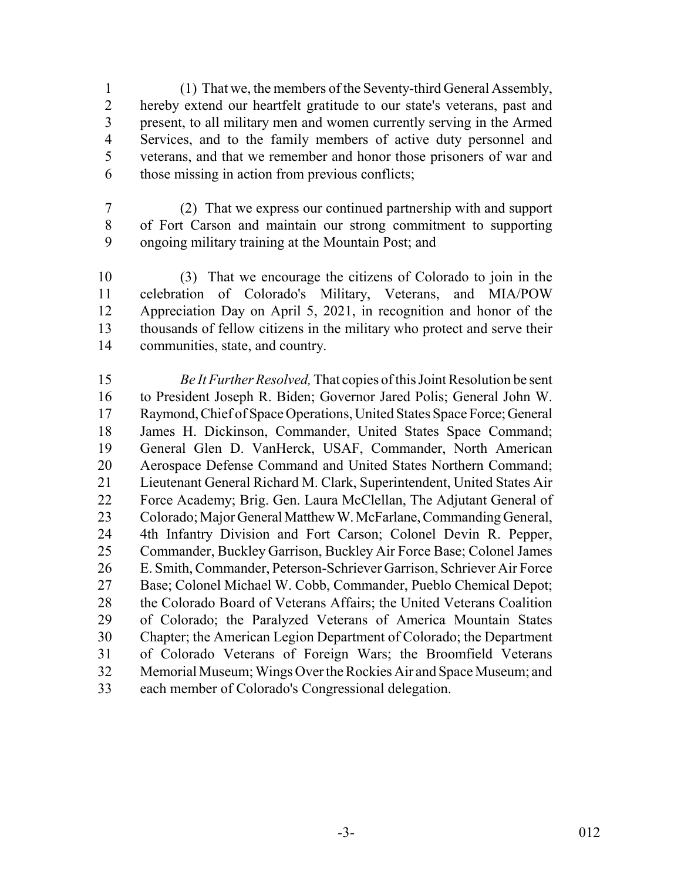(1) That we, the members of the Seventy-third General Assembly, hereby extend our heartfelt gratitude to our state's veterans, past and present, to all military men and women currently serving in the Armed Services, and to the family members of active duty personnel and veterans, and that we remember and honor those prisoners of war and those missing in action from previous conflicts;

(2) That we express our continued partnership with and support of Fort Carson and maintain our strong commitment to supporting ongoing military training at the Mountain Post; and

(3) That we encourage the citizens of Colorado to join in the celebration of Colorado's Military, Veterans, and MIA/POW Appreciation Day on April 5, 2021, in recognition and honor of the thousands of fellow citizens in the military who protect and serve their communities, state, and country.

*Be It Further Resolved,* That copies of this Joint Resolution be sent to President Joseph R. Biden; Governor Jared Polis; General John W. Raymond, Chief of Space Operations, United States Space Force; General James H. Dickinson, Commander, United States Space Command; General Glen D. VanHerck, USAF, Commander, North American Aerospace Defense Command and United States Northern Command; Lieutenant General Richard M. Clark, Superintendent, United States Air Force Academy; Brig. Gen. Laura McClellan, The Adjutant General of Colorado; Major General Matthew W. McFarlane, Commanding General, 4th Infantry Division and Fort Carson; Colonel Devin R. Pepper, Commander, Buckley Garrison, Buckley Air Force Base; Colonel James E. Smith, Commander, Peterson-Schriever Garrison, Schriever Air Force Base; Colonel Michael W. Cobb, Commander, Pueblo Chemical Depot; the Colorado Board of Veterans Affairs; the United Veterans Coalition of Colorado; the Paralyzed Veterans of America Mountain States Chapter; the American Legion Department of Colorado; the Department of Colorado Veterans of Foreign Wars; the Broomfield Veterans Memorial Museum; Wings Over the Rockies Air and Space Museum; and each member of Colorado's Congressional delegation.